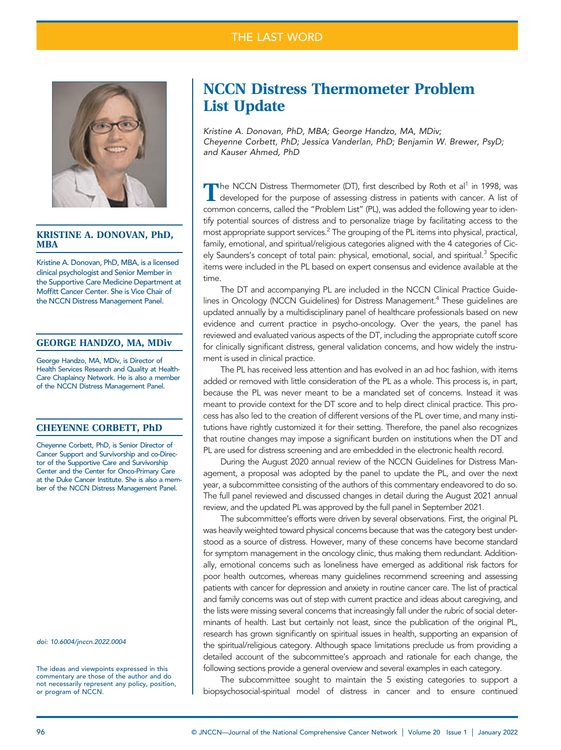THE LAST WORD

# NCCN Distress Thermometer Problem List Update

*Kristine A. Donovan, PhD, MBA; George Handzo, MA, MDiv; Cheyenne Corbett, PhD; Jessica Vanderlan, PhD; Benjamin W. Brewer, PsyD; and Kauser Ahmed, PhD*

The NCCN Distress Thermometer (DT), first described by Roth et al[1] in 1998, was developed for the purpose of assessing distress in patients with cancer. A list of common concerns, called the "Problem List" (PL), was added the following year to identify potential sources of distress and to personalize triage by facilitating access to the most appropriate support services.[2] The grouping of the PL items into physical, practical, family, emotional, and spiritual/religious categories aligned with the 4 categories of Cicely Saunders's concept of total pain: physical, emotional, social, and spiritual.[3] Specific items were included in the PL based on expert consensus and evidence available at the time.

The DT and accompanying PL are included in the NCCN Clinical Practice Guidelines in Oncology (NCCN Guidelines) for Distress Management.[4] These guidelines are updated annually by a multidisciplinary panel of healthcare professionals based on new evidence and current practice in psycho-oncology. Over the years, the panel has reviewed and evaluated various aspects of the DT, including the appropriate cutoff score for clinically significant distress, general validation concerns, and how widely the instrument is used in clinical practice.

The PL has received less attention and has evolved in an ad hoc fashion, with items added or removed with little consideration of the PL as a whole. This process is, in part, because the PL was never meant to be a mandated set of concerns. Instead it was meant to provide context for the DT score and to help direct clinical practice. This process has also led to the creation of different versions of the PL over time, and many institutions have rightly customized it for their setting. Therefore, the panel also recognizes that routine changes may impose a significant burden on institutions when the DT and PL are used for distress screening and are embedded in the electronic health record.

During the August 2020 annual review of the NCCN Guidelines for Distress Management, a proposal was adopted by the panel to update the PL, and over the next year, a subcommittee consisting of the authors of this commentary endeavored to do so. The full panel reviewed and discussed changes in detail during the August 2021 annual review, and the updated PL was approved by the full panel in September 2021.

The subcommittee's efforts were driven by several observations. First, the original PL was heavily weighted toward physical concerns because that was the category best understood as a source of distress. However, many of these concerns have become standard for symptom management in the oncology clinic, thus making them redundant. Additionally, emotional concerns such as loneliness have emerged as additional risk factors for poor health outcomes, whereas many guidelines recommend screening and assessing patients with cancer for depression and anxiety in routine cancer care. The list of practical and family concerns was out of step with current practice and ideas about caregiving, and the lists were missing several concerns that increasingly fall under the rubric of social determinants of health. Last but certainly not least, since the publication of the original PL, research has grown significantly on spiritual issues in health, supporting an expansion of the spiritual/religious category. Although space limitations preclude us from providing a detailed account of the subcommittee's approach and rationale for each change, the following sections provide a general overview and several examples in each category.

The subcommittee sought to maintain the 5 existing categories to support a biopsychosocial-spiritual model of distress in cancer and to ensure continued

### KRISTINE A. DONOVAN, PhD, MBA

Kristine A. Donovan, PhD, MBA, is a licensed clinical psychologist and Senior Member in the Supportive Care Medicine Department at Moffitt Cancer Center. She is Vice Chair of the NCCN Distress Management Panel.

### GEORGE HANDZO, MA, MDiv

George Handzo, MA, MDiv, is Director of Health Services Research and Quality at Health-Care Chaplaincy Network. He is also a member of the NCCN Distress Management Panel.

### CHEYENNE CORBETT, PhD

Cheyenne Corbett, PhD, is Senior Director of Cancer Support and Survivorship and co-Director of the Supportive Care and Survivorship Center and the Center for Onco-Primary Care at the Duke Cancer Institute. She is also a member of the NCCN Distress Management Panel.

*doi: 10.6004/jnccn.2022.0004*

The ideas and viewpoints expressed in this commentary are those of the author and do not necessarily represent any policy, position, or program of NCCN.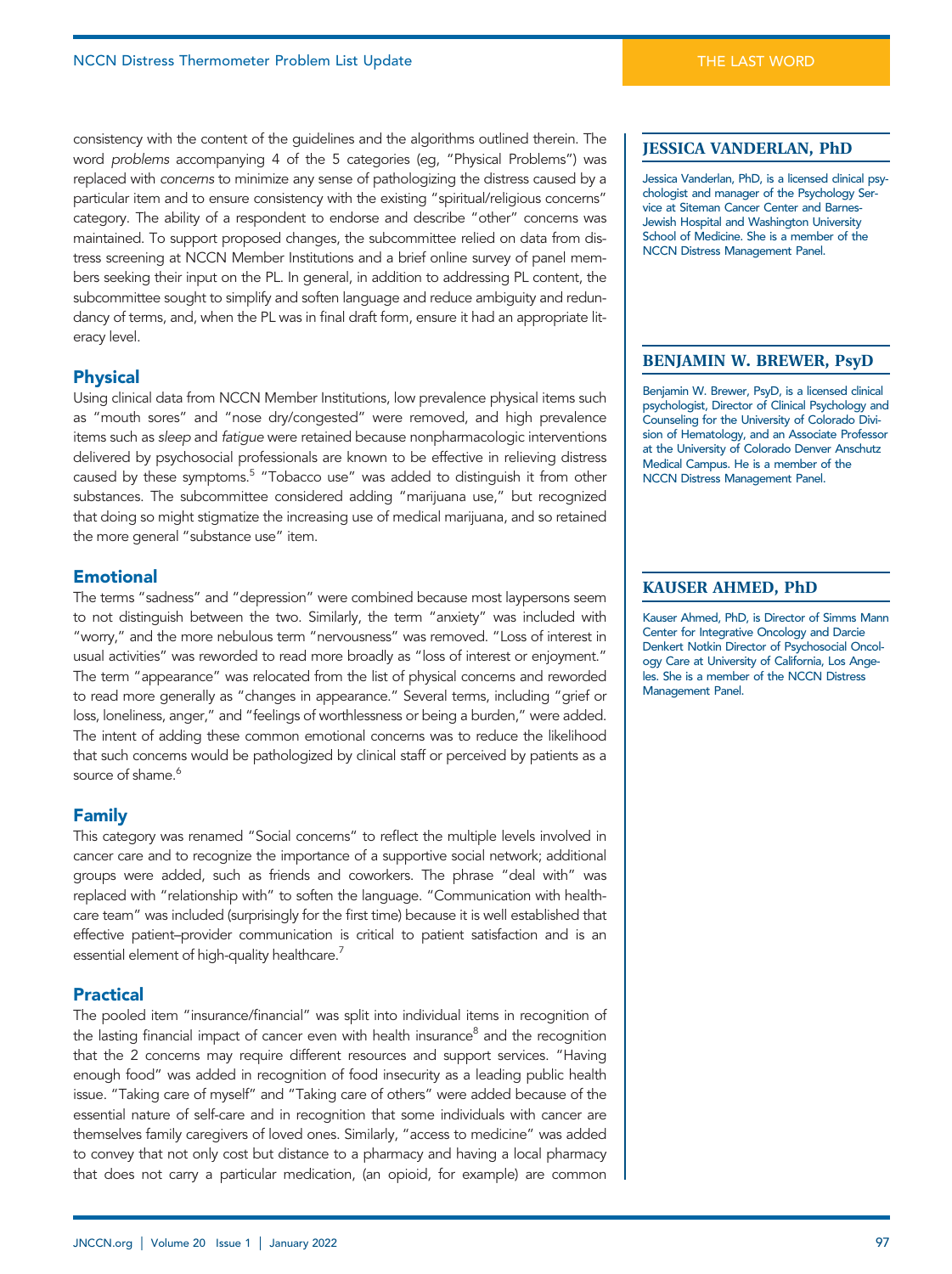consistency with the content of the guidelines and the algorithms outlined therein. The word *problems* accompanying 4 of the 5 categories (eg, "Physical Problems") was replaced with *concerns* to minimize any sense of pathologizing the distress caused by a particular item and to ensure consistency with the existing "spiritual/religious concerns" category. The ability of a respondent to endorse and describe "other" concerns was maintained. To support proposed changes, the subcommittee relied on data from distress screening at NCCN Member Institutions and a brief online survey of panel members seeking their input on the PL. In general, in addition to addressing PL content, the subcommittee sought to simplify and soften language and reduce ambiguity and redundancy of terms, and, when the PL was in final draft form, ensure it had an appropriate literacy level.

## Physical

Using clinical data from NCCN Member Institutions, low prevalence physical items such as "mouth sores" and "nose dry/congested" were removed, and high prevalence items such as *sleep* and *fatigue* were retained because nonpharmacologic interventions delivered by psychosocial professionals are known to be effective in relieving distress caused by these symptoms.[5] "Tobacco use" was added to distinguish it from other substances. The subcommittee considered adding "marijuana use," but recognized that doing so might stigmatize the increasing use of medical marijuana, and so retained the more general "substance use" item.

## Emotional

The terms "sadness" and "depression" were combined because most laypersons seem to not distinguish between the two. Similarly, the term "anxiety" was included with "worry," and the more nebulous term "nervousness" was removed. "Loss of interest in usual activities" was reworded to read more broadly as "loss of interest or enjoyment." The term "appearance" was relocated from the list of physical concerns and reworded to read more generally as "changes in appearance." Several terms, including "grief or loss, loneliness, anger," and "feelings of worthlessness or being a burden," were added. The intent of adding these common emotional concerns was to reduce the likelihood that such concerns would be pathologized by clinical staff or perceived by patients as a source of shame.[6]

## Family

This category was renamed "Social concerns" to reflect the multiple levels involved in cancer care and to recognize the importance of a supportive social network; additional groups were added, such as friends and coworkers. The phrase "deal with" was replaced with "relationship with" to soften the language. "Communication with health-care team" was included (surprisingly for the first time) because it is well established that effective patient–provider communication is critical to patient satisfaction and is an essential element of high-quality healthcare.[7]

## Practical

The pooled item "insurance/financial" was split into individual items in recognition of the lasting financial impact of cancer even with health insurance[8] and the recognition that the 2 concerns may require different resources and support services. "Having enough food" was added in recognition of food insecurity as a leading public health issue. "Taking care of myself" and "Taking care of others" were added because of the essential nature of self-care and in recognition that some individuals with cancer are themselves family caregivers of loved ones. Similarly, "access to medicine" was added to convey that not only cost but distance to a pharmacy and having a local pharmacy that does not carry a particular medication, (an opioid, for example) are common

### JESSICA VANDERLAN, PhD

Jessica Vanderlan, PhD, is a licensed clinical psychologist and manager of the Psychology Service at Siteman Cancer Center and Barnes-Jewish Hospital and Washington University School of Medicine. She is a member of the NCCN Distress Management Panel.

### BENJAMIN W. BREWER, PsyD

Benjamin W. Brewer, PsyD, is a licensed clinical psychologist, Director of Clinical Psychology and Counseling for the University of Colorado Division of Hematology, and an Associate Professor at the University of Colorado Denver Anschutz Medical Campus. He is a member of the NCCN Distress Management Panel.

### KAUSER AHMED, PhD

Kauser Ahmed, PhD, is Director of Simms Mann Center for Integrative Oncology and Darcie Denkert Notkin Director of Psychosocial Oncology Care at University of California, Los Angeles. She is a member of the NCCN Distress Management Panel.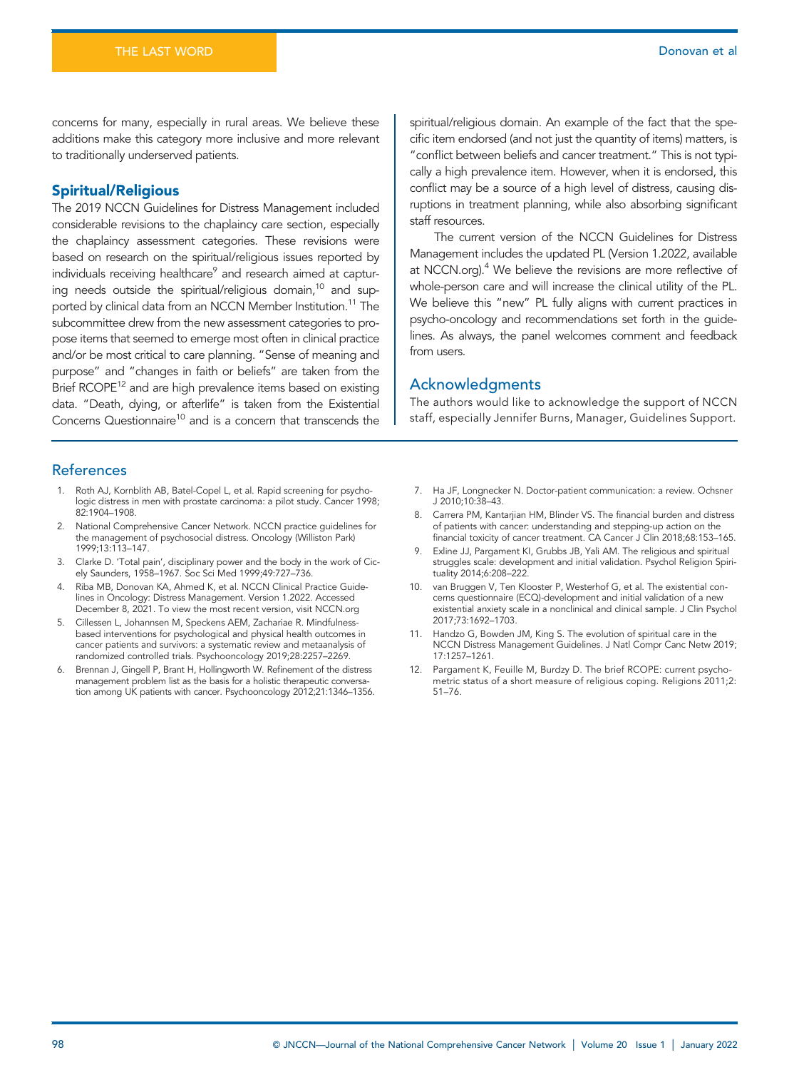concerns for many, especially in rural areas. We believe these additions make this category more inclusive and more relevant to traditionally underserved patients.

## Spiritual/Religious

The 2019 NCCN Guidelines for Distress Management included considerable revisions to the chaplaincy care section, especially the chaplaincy assessment categories. These revisions were based on research on the spiritual/religious issues reported by individuals receiving healthcare[9] and research aimed at capturing needs outside the spiritual/religious domain,[10] and supported by clinical data from an NCCN Member Institution.[11] The subcommittee drew from the new assessment categories to propose items that seemed to emerge most often in clinical practice and/or be most critical to care planning. "Sense of meaning and purpose" and "changes in faith or beliefs" are taken from the Brief RCOPE[12] and are high prevalence items based on existing data. "Death, dying, or afterlife" is taken from the Existential Concerns Questionnaire[10] and is a concern that transcends the spiritual/religious domain. An example of the fact that the specific item endorsed (and not just the quantity of items) matters, is "conflict between beliefs and cancer treatment." This is not typically a high prevalence item. However, when it is endorsed, this conflict may be a source of a high level of distress, causing disruptions in treatment planning, while also absorbing significant staff resources.

The current version of the NCCN Guidelines for Distress Management includes the updated PL (Version 1.2022, available at NCCN.org).[4] We believe the revisions are more reflective of whole-person care and will increase the clinical utility of the PL. We believe this "new" PL fully aligns with current practices in psycho-oncology and recommendations set forth in the guidelines. As always, the panel welcomes comment and feedback from users.

## Acknowledgments

The authors would like to acknowledge the support of NCCN staff, especially Jennifer Burns, Manager, Guidelines Support.

## References

1. Roth AJ, Kornblith AB, Batel-Copel L, et al. Rapid screening for psychologic distress in men with prostate carcinoma: a pilot study. Cancer 1998; 82:1904–1908.
2. National Comprehensive Cancer Network. NCCN practice guidelines for the management of psychosocial distress. Oncology (Williston Park) 1999;13:113–147.
3. Clarke D. 'Total pain', disciplinary power and the body in the work of Cicely Saunders, 1958–1967. Soc Sci Med 1999;49:727–736.
4. Riba MB, Donovan KA, Ahmed K, et al. NCCN Clinical Practice Guidelines in Oncology: Distress Management. Version 1.2022. Accessed December 8, 2021. To view the most recent version, visit NCCN.org
5. Cillessen L, Johannsen M, Speckens AEM, Zachariae R. Mindfulness-based interventions for psychological and physical health outcomes in cancer patients and survivors: a systematic review and metaanalysis of randomized controlled trials. Psychooncology 2019;28:2257–2269.
6. Brennan J, Gingell P, Brant H, Hollingworth W. Refinement of the distress management problem list as the basis for a holistic therapeutic conversation among UK patients with cancer. Psychooncology 2012;21:1346–1356.
7. Ha JF, Longnecker N. Doctor-patient communication: a review. Ochsner J 2010;10:38–43.
8. Carrera PM, Kantarjian HM, Blinder VS. The financial burden and distress of patients with cancer: understanding and stepping-up action on the financial toxicity of cancer treatment. CA Cancer J Clin 2018;68:153–165.
9. Exline JJ, Pargament KI, Grubbs JB, Yali AM. The religious and spiritual struggles scale: development and initial validation. Psychol Religion Spirituality 2014;6:208–222.
10. van Bruggen V, Ten Klooster P, Westerhof G, et al. The existential concerns questionnaire (ECQ)-development and initial validation of a new existential anxiety scale in a nonclinical and clinical sample. J Clin Psychol 2017;73:1692–1703.
11. Handzo G, Bowden JM, King S. The evolution of spiritual care in the NCCN Distress Management Guidelines. J Natl Compr Canc Netw 2019; 17:1257–1261.
12. Pargament K, Feuille M, Burdzy D. The brief RCOPE: current psychometric status of a short measure of religious coping. Religions 2011;2: 51–76.